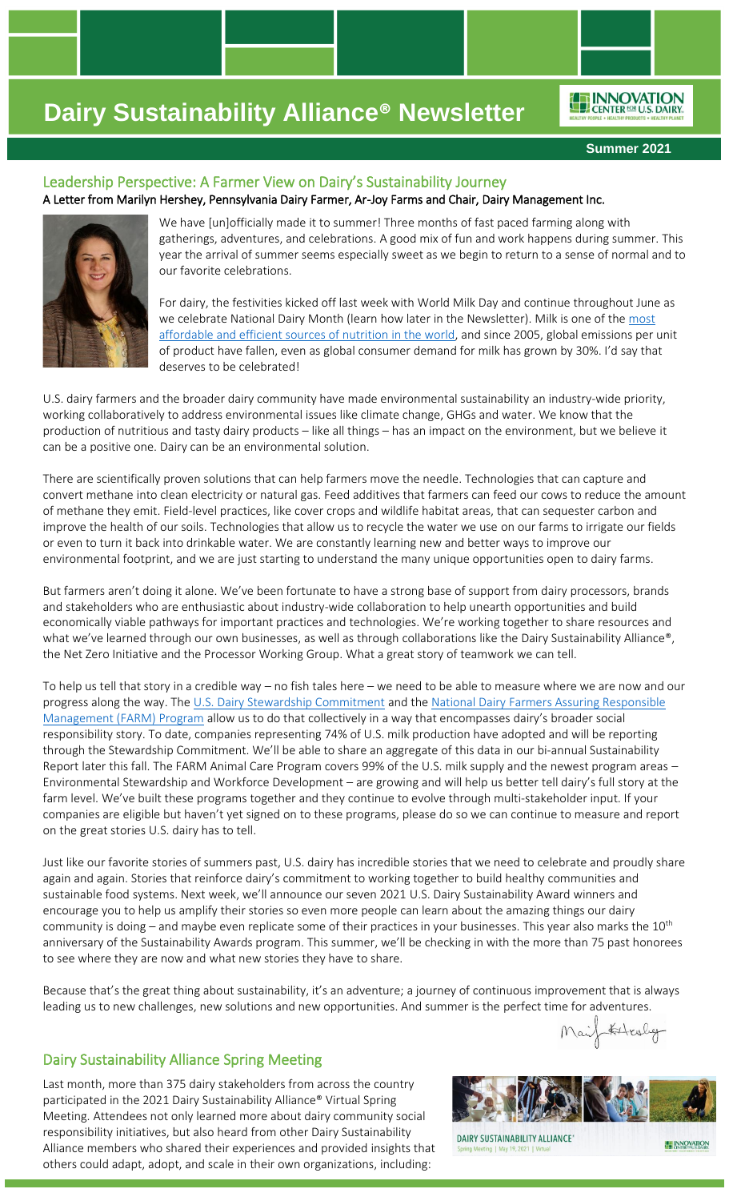# Dairy Sustainability Alliance® Newsletter

**Summer 2021**

## Leadership Perspective: A Farmer View on Dairy's Sustainability Journey

**A Letter from Marilyn Hershey, Pennsylvania Dairy Farmer, Ar-Joy Farms and Chair, Dairy Management Inc.**

We have [un]officially made it to summer! Three months of fast paced farming along with gatherings, adventures, and celebrations. A good mix of fun and work happens during summer. This year the arrival of summer seems especially sweet as we begin to return to a sense of normal and to our favorite celebrations.

For dairy, the festivities kicked off last week with World Milk Day and continue throughout June as we celebrate National Dairy Month (learn how later in the Newsletter). Milk is one of the most affordable and efficient sources of nutrition in the world, and since 2005, global emissions per unit of product have fallen, even as global consumer demand for milk has grown by 30%. I'd say that deserves to be celebrated!

U.S. dairy farmers and the broader dairy community have made environmental sustainability an industry-wide priority, working collaboratively to address environmental issues like climate change, GHGs and water. We know that the production of nutritious and tasty dairy products – like all things – has an impact on the environment, but we believe it can be a positive one. Dairy can be an environmental solution.

There are scientifically proven solutions that can help farmers move the needle. Technologies that can capture and convert methane into clean electricity or natural gas. Feed additives that farmers can feed our cows to reduce the amount of methane they emit. Field-level practices, like cover crops and wildlife habitat areas, that can sequester carbon and improve the health of our soils. Technologies that allow us to recycle the water we use on our farms to irrigate our fields or even to turn it back into drinkable water. We are constantly learning new and better ways to improve our environmental footprint, and we are just starting to understand the many unique opportunities open to dairy farms.

But farmers aren't doing it alone. We've been fortunate to have a strong base of support from dairy processors, brands and stakeholders who are enthusiastic about industry-wide collaboration to help unearth opportunities and build economically viable pathways for important practices and technologies. We're working together to share resources and what we've learned through our own businesses, as well as through collaborations like the Dairy Sustainability Alliance®, the Net Zero Initiative and the Processor Working Group. What a great story of teamwork we can tell.

To help us tell that story in a credible way – no fish tales here – we need to be able to measure where we are now and our progress along the way. The U.S. Dairy Stewardship Commitment and the National Dairy Farmers Assuring Responsible Management (FARM) Program allow us to do that collectively in a way that encompasses dairy's broader social responsibility story. To date, companies representing 74% of U.S. milk production have adopted and will be reporting through the Stewardship Commitment. We'll be able to share an aggregate of this data in our bi-annual Sustainability Report later this fall. The FARM Animal Care Program covers 99% of the U.S. milk supply and the newest program areas – Environmental Stewardship and Workforce Development – are growing and will help us better tell dairy's full story at the farm level. We've built these programs together and they continue to evolve through multi-stakeholder input. If your companies are eligible but haven't yet signed on to these programs, please do so we can continue to measure and report on the great stories U.S. dairy has to tell.

Just like our favorite stories of summers past, U.S. dairy has incredible stories that we need to celebrate and proudly share again and again. Stories that reinforce dairy's commitment to working together to build healthy communities and sustainable food systems. Next week, we'll announce our seven 2021 U.S. Dairy Sustainability Award winners and encourage you to help us amplify their stories so even more people can learn about the amazing things our dairy community is doing – and maybe even replicate some of their practices in your businesses. This year also marks the 10th anniversary of the Sustainability Awards program. This summer, we'll be checking in with the more than 75 past honorees to see where they are now and what new stories they have to share.

Because that's the great thing about sustainability, it's an adventure; a journey of continuous improvement that is always leading us to new challenges, new solutions and new opportunities. And summer is the perfect time for adventures.

Marilyn Hershey

## Dairy Sustainability Alliance Spring Meeting

Last month, more than 375 dairy stakeholders from across the country participated in the 2021 Dairy Sustainability Alliance® Virtual Spring Meeting. Attendees not only learned more about dairy community social responsibility initiatives, but also heard from other Dairy Sustainability Alliance members who shared their experiences and provided insights that others could adapt, adopt, and scale in their own organizations, including: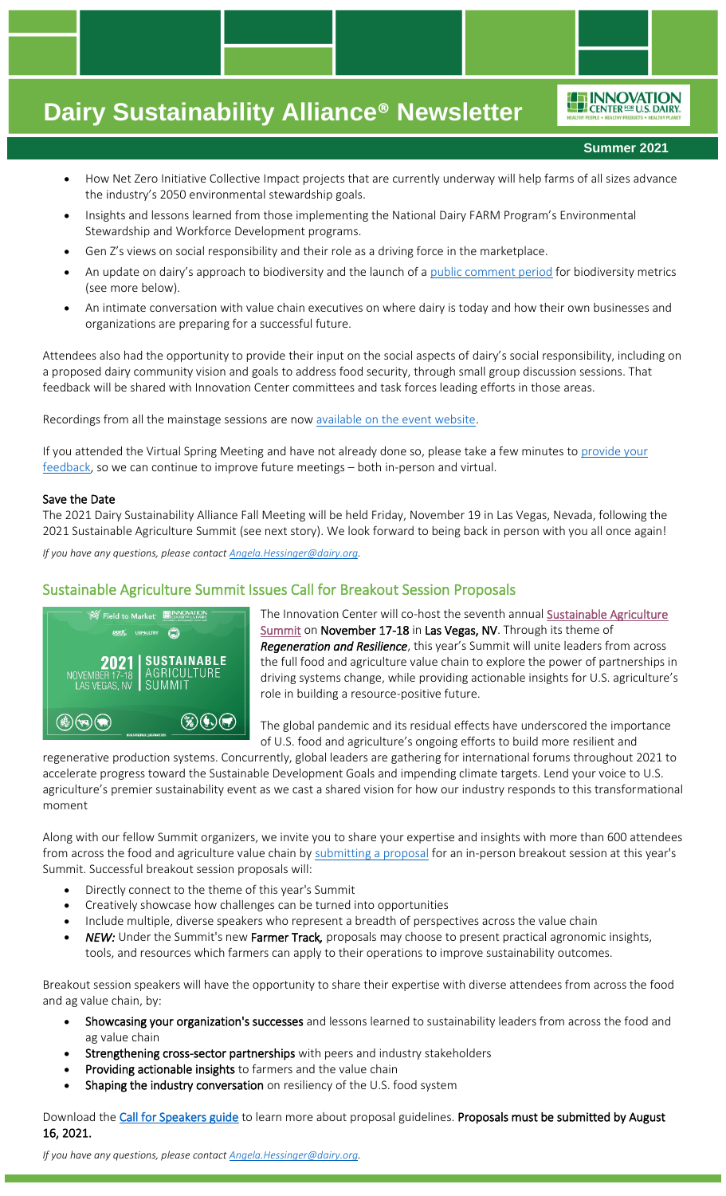- How Net Zero Initiative Collective Impact projects that are currently underway will help farms of all sizes advance the industry's 2050 environmental stewardship goals.
- Insights and lessons learned from those implementing the National Dairy FARM Program's Environmental Stewardship and Workforce Development programs.
- Gen Z's views on social responsibility and their role as a driving force in the marketplace.
- An update on dairy's approach to biodiversity and the launch of a public comment period for biodiversity metrics (see more below).
- An intimate conversation with value chain executives on where dairy is today and how their own businesses and organizations are preparing for a successful future.

Attendees also had the opportunity to provide their input on the social aspects of dairy's social responsibility, including on a proposed dairy community vision and goals to address food security, through small group discussion sessions. That feedback will be shared with Innovation Center committees and task forces leading efforts in those areas.

Recordings from all the mainstage sessions are now available on the event website.

If you attended the Virtual Spring Meeting and have not already done so, please take a few minutes to provide your feedback, so we can continue to improve future meetings – both in-person and virtual.

### Save the Date

The 2021 Dairy Sustainability Alliance Fall Meeting will be held Friday, November 19 in Las Vegas, Nevada, following the 2021 Sustainable Agriculture Summit (see next story). We look forward to being back in person with you all once again!

*If you have any questions, please contact Angela.Hessinger@dairy.org.*

## Sustainable Agriculture Summit Issues Call for Breakout Session Proposals

The Innovation Center will co-host the seventh annual Sustainable Agriculture Summit on **November 17-18** in **Las Vegas, NV**. Through its theme of ***Regeneration and Resilience***, this year's Summit will unite leaders from across the full food and agriculture value chain to explore the power of partnerships in driving systems change, while providing actionable insights for U.S. agriculture's role in building a resource-positive future.

The global pandemic and its residual effects have underscored the importance of U.S. food and agriculture's ongoing efforts to build more resilient and regenerative production systems. Concurrently, global leaders are gathering for international forums throughout 2021 to accelerate progress toward the Sustainable Development Goals and impending climate targets. Lend your voice to U.S. agriculture's premier sustainability event as we cast a shared vision for how our industry responds to this transformational moment

Along with our fellow Summit organizers, we invite you to share your expertise and insights with more than 600 attendees from across the food and agriculture value chain by submitting a proposal for an in-person breakout session at this year's Summit. Successful breakout session proposals will:

- Directly connect to the theme of this year's Summit
- Creatively showcase how challenges can be turned into opportunities
- Include multiple, diverse speakers who represent a breadth of perspectives across the value chain
- *NEW:* Under the Summit's new **Farmer Track**, proposals may choose to present practical agronomic insights, tools, and resources which farmers can apply to their operations to improve sustainability outcomes.

Breakout session speakers will have the opportunity to share their expertise with diverse attendees from across the food and ag value chain, by:

- **Showcasing your organization's successes** and lessons learned to sustainability leaders from across the food and ag value chain
- **Strengthening cross-sector partnerships** with peers and industry stakeholders
- **Providing actionable insights** to farmers and the value chain
- **Shaping the industry conversation** on resiliency of the U.S. food system

Download the Call for Speakers guide to learn more about proposal guidelines. **Proposals must be submitted by August 16, 2021.**

*If you have any questions, please contact Angela.Hessinger@dairy.org.*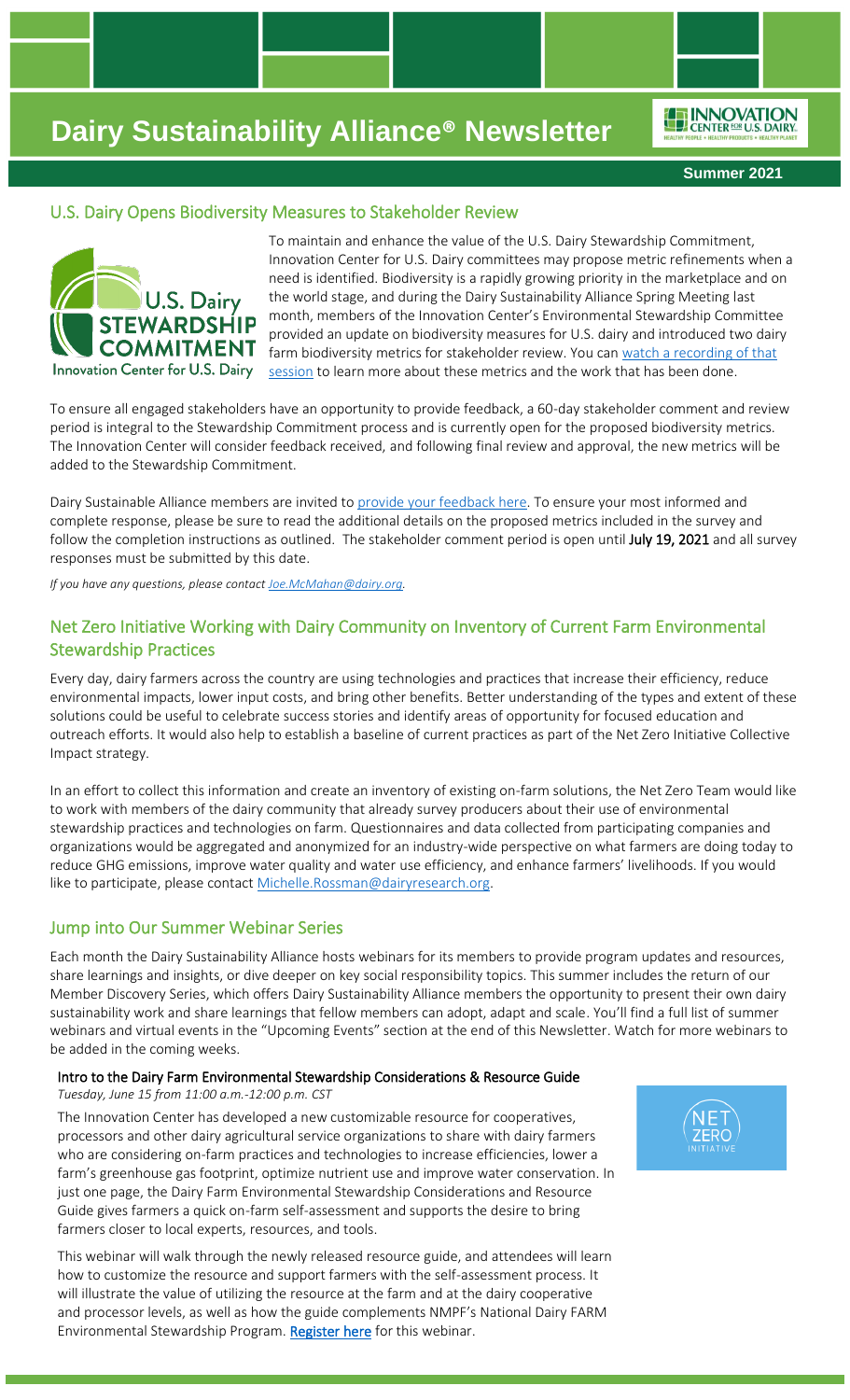# Dairy Sustainability Alliance® Newsletter

**Summer 2021**

## U.S. Dairy Opens Biodiversity Measures to Stakeholder Review

To maintain and enhance the value of the U.S. Dairy Stewardship Commitment, Innovation Center for U.S. Dairy committees may propose metric refinements when a need is identified. Biodiversity is a rapidly growing priority in the marketplace and on the world stage, and during the Dairy Sustainability Alliance Spring Meeting last month, members of the Innovation Center's Environmental Stewardship Committee provided an update on biodiversity measures for U.S. dairy and introduced two dairy farm biodiversity metrics for stakeholder review. You can watch a recording of that session to learn more about these metrics and the work that has been done.

To ensure all engaged stakeholders have an opportunity to provide feedback, a 60-day stakeholder comment and review period is integral to the Stewardship Commitment process and is currently open for the proposed biodiversity metrics. The Innovation Center will consider feedback received, and following final review and approval, the new metrics will be added to the Stewardship Commitment.

Dairy Sustainable Alliance members are invited to provide your feedback here. To ensure your most informed and complete response, please be sure to read the additional details on the proposed metrics included in the survey and follow the completion instructions as outlined. The stakeholder comment period is open until **July 19, 2021** and all survey responses must be submitted by this date.

*If you have any questions, please contact Joe.McMahan@dairy.org.*

## Net Zero Initiative Working with Dairy Community on Inventory of Current Farm Environmental Stewardship Practices

Every day, dairy farmers across the country are using technologies and practices that increase their efficiency, reduce environmental impacts, lower input costs, and bring other benefits. Better understanding of the types and extent of these solutions could be useful to celebrate success stories and identify areas of opportunity for focused education and outreach efforts. It would also help to establish a baseline of current practices as part of the Net Zero Initiative Collective Impact strategy.

In an effort to collect this information and create an inventory of existing on-farm solutions, the Net Zero Team would like to work with members of the dairy community that already survey producers about their use of environmental stewardship practices and technologies on farm. Questionnaires and data collected from participating companies and organizations would be aggregated and anonymized for an industry-wide perspective on what farmers are doing today to reduce GHG emissions, improve water quality and water use efficiency, and enhance farmers' livelihoods. If you would like to participate, please contact Michelle.Rossman@dairyresearch.org.

## Jump into Our Summer Webinar Series

Each month the Dairy Sustainability Alliance hosts webinars for its members to provide program updates and resources, share learnings and insights, or dive deeper on key social responsibility topics. This summer includes the return of our Member Discovery Series, which offers Dairy Sustainability Alliance members the opportunity to present their own dairy sustainability work and share learnings that fellow members can adopt, adapt and scale. You'll find a full list of summer webinars and virtual events in the "Upcoming Events" section at the end of this Newsletter. Watch for more webinars to be added in the coming weeks.

### Intro to the Dairy Farm Environmental Stewardship Considerations & Resource Guide

*Tuesday, June 15 from 11:00 a.m.-12:00 p.m. CST*

The Innovation Center has developed a new customizable resource for cooperatives, processors and other dairy agricultural service organizations to share with dairy farmers who are considering on-farm practices and technologies to increase efficiencies, lower a farm's greenhouse gas footprint, optimize nutrient use and improve water conservation. In just one page, the Dairy Farm Environmental Stewardship Considerations and Resource Guide gives farmers a quick on-farm self-assessment and supports the desire to bring farmers closer to local experts, resources, and tools.

This webinar will walk through the newly released resource guide, and attendees will learn how to customize the resource and support farmers with the self-assessment process. It will illustrate the value of utilizing the resource at the farm and at the dairy cooperative and processor levels, as well as how the guide complements NMPF's National Dairy FARM Environmental Stewardship Program. Register here for this webinar.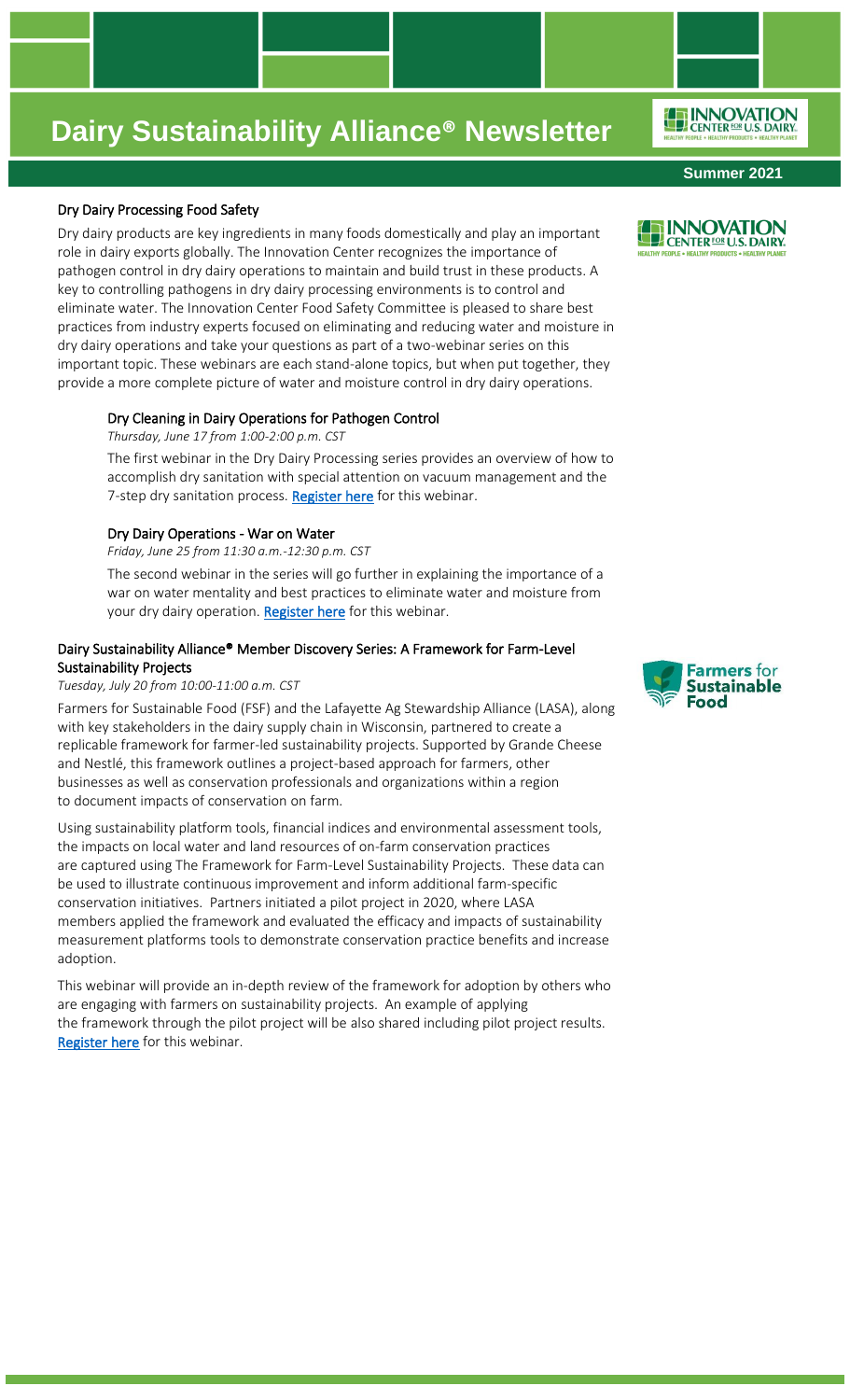# Dairy Sustainability Alliance® Newsletter

**Summer 2021**

## Dry Dairy Processing Food Safety

Dry dairy products are key ingredients in many foods domestically and play an important role in dairy exports globally. The Innovation Center recognizes the importance of pathogen control in dry dairy operations to maintain and build trust in these products. A key to controlling pathogens in dry dairy processing environments is to control and eliminate water. The Innovation Center Food Safety Committee is pleased to share best practices from industry experts focused on eliminating and reducing water and moisture in dry dairy operations and take your questions as part of a two-webinar series on this important topic. These webinars are each stand-alone topics, but when put together, they provide a more complete picture of water and moisture control in dry dairy operations.

### Dry Cleaning in Dairy Operations for Pathogen Control

*Thursday, June 17 from 1:00-2:00 p.m. CST*

The first webinar in the Dry Dairy Processing series provides an overview of how to accomplish dry sanitation with special attention on vacuum management and the 7-step dry sanitation process. Register here for this webinar.

### Dry Dairy Operations - War on Water

*Friday, June 25 from 11:30 a.m.-12:30 p.m. CST*

The second webinar in the series will go further in explaining the importance of a war on water mentality and best practices to eliminate water and moisture from your dry dairy operation. Register here for this webinar.

## Dairy Sustainability Alliance® Member Discovery Series: A Framework for Farm-Level Sustainability Projects

*Tuesday, July 20 from 10:00-11:00 a.m. CST*

Farmers for Sustainable Food (FSF) and the Lafayette Ag Stewardship Alliance (LASA), along with key stakeholders in the dairy supply chain in Wisconsin, partnered to create a replicable framework for farmer-led sustainability projects. Supported by Grande Cheese and Nestlé, this framework outlines a project-based approach for farmers, other businesses as well as conservation professionals and organizations within a region to document impacts of conservation on farm.

Using sustainability platform tools, financial indices and environmental assessment tools, the impacts on local water and land resources of on-farm conservation practices are captured using The Framework for Farm-Level Sustainability Projects. These data can be used to illustrate continuous improvement and inform additional farm-specific conservation initiatives. Partners initiated a pilot project in 2020, where LASA members applied the framework and evaluated the efficacy and impacts of sustainability measurement platforms tools to demonstrate conservation practice benefits and increase adoption.

This webinar will provide an in-depth review of the framework for adoption by others who are engaging with farmers on sustainability projects. An example of applying the framework through the pilot project will be also shared including pilot project results. Register here for this webinar.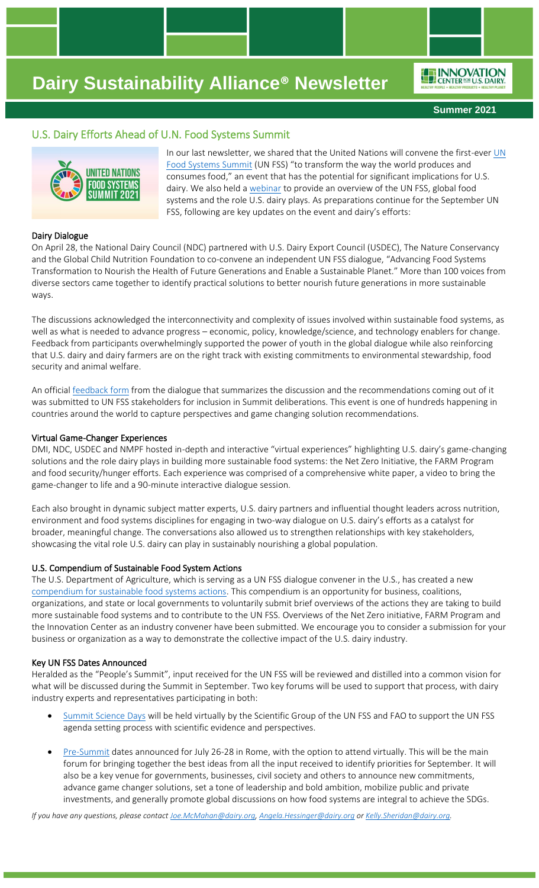# Dairy Sustainability Alliance® Newsletter

**Summer 2021**

## U.S. Dairy Efforts Ahead of U.N. Food Systems Summit

In our last newsletter, we shared that the United Nations will convene the first-ever UN Food Systems Summit (UN FSS) "to transform the way the world produces and consumes food," an event that has the potential for significant implications for U.S. dairy. We also held a webinar to provide an overview of the UN FSS, global food systems and the role U.S. dairy plays. As preparations continue for the September UN FSS, following are key updates on the event and dairy's efforts:

### Dairy Dialogue

On April 28, the National Dairy Council (NDC) partnered with U.S. Dairy Export Council (USDEC), The Nature Conservancy and the Global Child Nutrition Foundation to co-convene an independent UN FSS dialogue, "Advancing Food Systems Transformation to Nourish the Health of Future Generations and Enable a Sustainable Planet." More than 100 voices from diverse sectors came together to identify practical solutions to better nourish future generations in more sustainable ways.

The discussions acknowledged the interconnectivity and complexity of issues involved within sustainable food systems, as well as what is needed to advance progress – economic, policy, knowledge/science, and technology enablers for change. Feedback from participants overwhelmingly supported the power of youth in the global dialogue while also reinforcing that U.S. dairy and dairy farmers are on the right track with existing commitments to environmental stewardship, food security and animal welfare.

An official feedback form from the dialogue that summarizes the discussion and the recommendations coming out of it was submitted to UN FSS stakeholders for inclusion in Summit deliberations. This event is one of hundreds happening in countries around the world to capture perspectives and game changing solution recommendations.

### Virtual Game-Changer Experiences

DMI, NDC, USDEC and NMPF hosted in-depth and interactive "virtual experiences" highlighting U.S. dairy's game-changing solutions and the role dairy plays in building more sustainable food systems: the Net Zero Initiative, the FARM Program and food security/hunger efforts. Each experience was comprised of a comprehensive white paper, a video to bring the game-changer to life and a 90-minute interactive dialogue session.

Each also brought in dynamic subject matter experts, U.S. dairy partners and influential thought leaders across nutrition, environment and food systems disciplines for engaging in two-way dialogue on U.S. dairy's efforts as a catalyst for broader, meaningful change. The conversations also allowed us to strengthen relationships with key stakeholders, showcasing the vital role U.S. dairy can play in sustainably nourishing a global population.

### U.S. Compendium of Sustainable Food System Actions

The U.S. Department of Agriculture, which is serving as a UN FSS dialogue convener in the U.S., has created a new compendium for sustainable food systems actions. This compendium is an opportunity for business, coalitions, organizations, and state or local governments to voluntarily submit brief overviews of the actions they are taking to build more sustainable food systems and to contribute to the UN FSS. Overviews of the Net Zero initiative, FARM Program and the Innovation Center as an industry convener have been submitted. We encourage you to consider a submission for your business or organization as a way to demonstrate the collective impact of the U.S. dairy industry.

### Key UN FSS Dates Announced

Heralded as the "People's Summit", input received for the UN FSS will be reviewed and distilled into a common vision for what will be discussed during the Summit in September. Two key forums will be used to support that process, with dairy industry experts and representatives participating in both:

- Summit Science Days will be held virtually by the Scientific Group of the UN FSS and FAO to support the UN FSS agenda setting process with scientific evidence and perspectives.
- Pre-Summit dates announced for July 26-28 in Rome, with the option to attend virtually. This will be the main forum for bringing together the best ideas from all the input received to identify priorities for September. It will also be a key venue for governments, businesses, civil society and others to announce new commitments, advance game changer solutions, set a tone of leadership and bold ambition, mobilize public and private investments, and generally promote global discussions on how food systems are integral to achieve the SDGs.

*If you have any questions, please contact Joe.McMahan@dairy.org, Angela.Hessinger@dairy.org or Kelly.Sheridan@dairy.org.*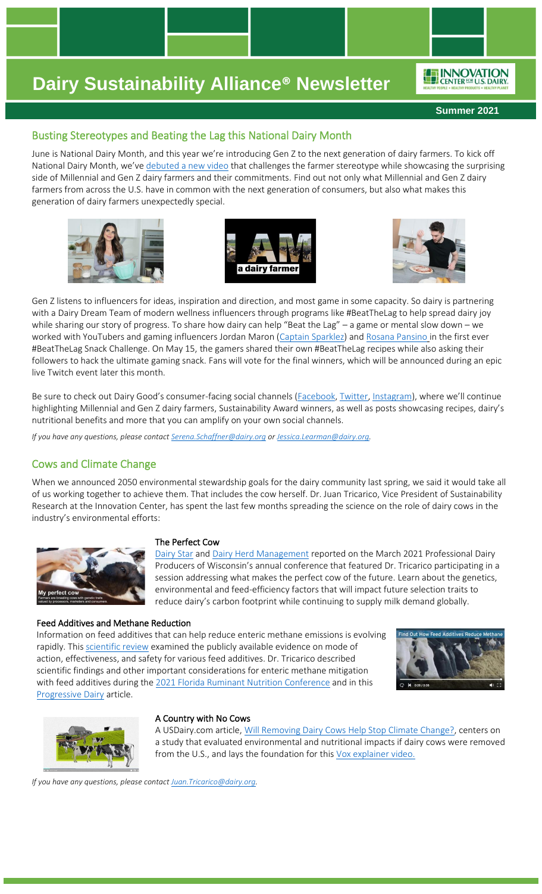# Dairy Sustainability Alliance® Newsletter

**Summer 2021**

## Busting Stereotypes and Beating the Lag this National Dairy Month

June is National Dairy Month, and this year we're introducing Gen Z to the next generation of dairy farmers. To kick off National Dairy Month, we've debuted a new video that challenges the farmer stereotype while showcasing the surprising side of Millennial and Gen Z dairy farmers and their commitments. Find out not only what Millennial and Gen Z dairy farmers from across the U.S. have in common with the next generation of consumers, but also what makes this generation of dairy farmers unexpectedly special.

Gen Z listens to influencers for ideas, inspiration and direction, and most game in some capacity. So dairy is partnering with a Dairy Dream Team of modern wellness influencers through programs like #BeatTheLag to help spread dairy joy while sharing our story of progress. To share how dairy can help "Beat the Lag" – a game or mental slow down – we worked with YouTubers and gaming influencers Jordan Maron (Captain Sparklez) and Rosana Pansino in the first ever #BeatTheLag Snack Challenge. On May 15, the gamers shared their own #BeatTheLag recipes while also asking their followers to hack the ultimate gaming snack. Fans will vote for the final winners, which will be announced during an epic live Twitch event later this month.

Be sure to check out Dairy Good's consumer-facing social channels (Facebook, Twitter, Instagram), where we'll continue highlighting Millennial and Gen Z dairy farmers, Sustainability Award winners, as well as posts showcasing recipes, dairy's nutritional benefits and more that you can amplify on your own social channels.

*If you have any questions, please contact Serena.Schaffner@dairy.org or Jessica.Learman@dairy.org.*

## Cows and Climate Change

When we announced 2050 environmental stewardship goals for the dairy community last spring, we said it would take all of us working together to achieve them. That includes the cow herself. Dr. Juan Tricarico, Vice President of Sustainability Research at the Innovation Center, has spent the last few months spreading the science on the role of dairy cows in the industry's environmental efforts:

### The Perfect Cow

Dairy Star and Dairy Herd Management reported on the March 2021 Professional Dairy Producers of Wisconsin's annual conference that featured Dr. Tricarico participating in a session addressing what makes the perfect cow of the future. Learn about the genetics, environmental and feed-efficiency factors that will impact future selection traits to reduce dairy's carbon footprint while continuing to supply milk demand globally.

### Feed Additives and Methane Reduction

Information on feed additives that can help reduce enteric methane emissions is evolving rapidly. This scientific review examined the publicly available evidence on mode of action, effectiveness, and safety for various feed additives. Dr. Tricarico described scientific findings and other important considerations for enteric methane mitigation with feed additives during the 2021 Florida Ruminant Nutrition Conference and in this Progressive Dairy article.

### A Country with No Cows

A USDairy.com article, Will Removing Dairy Cows Help Stop Climate Change?, centers on a study that evaluated environmental and nutritional impacts if dairy cows were removed from the U.S., and lays the foundation for this Vox explainer video.

*If you have any questions, please contact Juan.Tricarico@dairy.org.*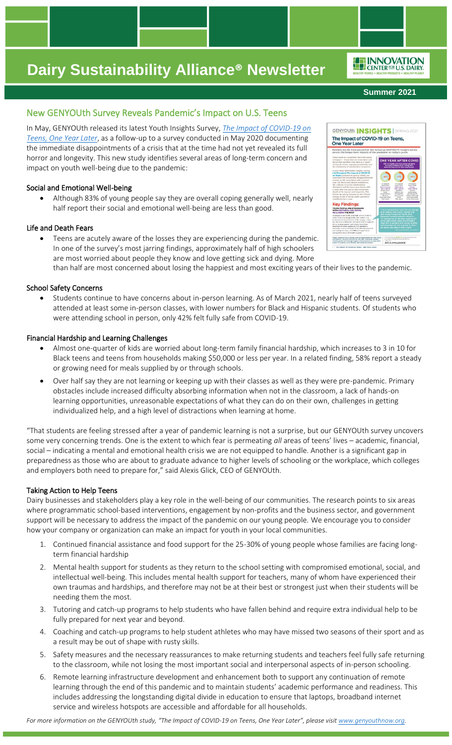# Dairy Sustainability Alliance® Newsletter

**Summer 2021**

## New GENYOUth Survey Reveals Pandemic's Impact on U.S. Teens

In May, GENYOUth released its latest Youth Insights Survey, *The Impact of COVID-19 on Teens, One Year Later*, as a follow-up to a survey conducted in May 2020 documenting the immediate disappointments of a crisis that at the time had not yet revealed its full horror and longevity. This new study identifies several areas of long-term concern and impact on youth well-being due to the pandemic:

### Social and Emotional Well-being

- Although 83% of young people say they are overall coping generally well, nearly half report their social and emotional well-being are less than good.

### Life and Death Fears

- Teens are acutely aware of the losses they are experiencing during the pandemic. In one of the survey's most jarring findings, approximately half of high schoolers are most worried about people they know and love getting sick and dying. More than half are most concerned about losing the happiest and most exciting years of their lives to the pandemic.

### School Safety Concerns

- Students continue to have concerns about in-person learning. As of March 2021, nearly half of teens surveyed attended at least some in-person classes, with lower numbers for Black and Hispanic students. Of students who were attending school in person, only 42% felt fully safe from COVID-19.

### Financial Hardship and Learning Challenges

- Almost one-quarter of kids are worried about long-term family financial hardship, which increases to 3 in 10 for Black teens and teens from households making $50,000 or less per year. In a related finding, 58% report a steady or growing need for meals supplied by or through schools.
- Over half say they are not learning or keeping up with their classes as well as they were pre-pandemic. Primary obstacles include increased difficulty absorbing information when not in the classroom, a lack of hands-on learning opportunities, unreasonable expectations of what they can do on their own, challenges in getting individualized help, and a high level of distractions when learning at home.

"That students are feeling stressed after a year of pandemic learning is not a surprise, but our GENYOUth survey uncovers some very concerning trends. One is the extent to which fear is permeating *all* areas of teens' lives – academic, financial, social – indicating a mental and emotional health crisis we are not equipped to handle. Another is a significant gap in preparedness as those who are about to graduate advance to higher levels of schooling or the workplace, which colleges and employers both need to prepare for," said Alexis Glick, CEO of GENYOUth.

### Taking Action to Help Teens

Dairy businesses and stakeholders play a key role in the well-being of our communities. The research points to six areas where programmatic school-based interventions, engagement by non-profits and the business sector, and government support will be necessary to address the impact of the pandemic on our young people. We encourage you to consider how your company or organization can make an impact for youth in your local communities.

1. Continued financial assistance and food support for the 25-30% of young people whose families are facing long-term financial hardship
2. Mental health support for students as they return to the school setting with compromised emotional, social, and intellectual well-being. This includes mental health support for teachers, many of whom have experienced their own traumas and hardships, and therefore may not be at their best or strongest just when their students will be needing them the most.
3. Tutoring and catch-up programs to help students who have fallen behind and require extra individual help to be fully prepared for next year and beyond.
4. Coaching and catch-up programs to help student athletes who may have missed two seasons of their sport and as a result may be out of shape with rusty skills.
5. Safety measures and the necessary reassurances to make returning students and teachers feel fully safe returning to the classroom, while not losing the most important social and interpersonal aspects of in-person schooling.
6. Remote learning infrastructure development and enhancement both to support any continuation of remote learning through the end of this pandemic and to maintain students' academic performance and readiness. This includes addressing the longstanding digital divide in education to ensure that laptops, broadband internet service and wireless hotspots are accessible and affordable for all households.

*For more information on the GENYOUth study, "The Impact of COVID-19 on Teens, One Year Later", please visit www.genyouthnow.org.*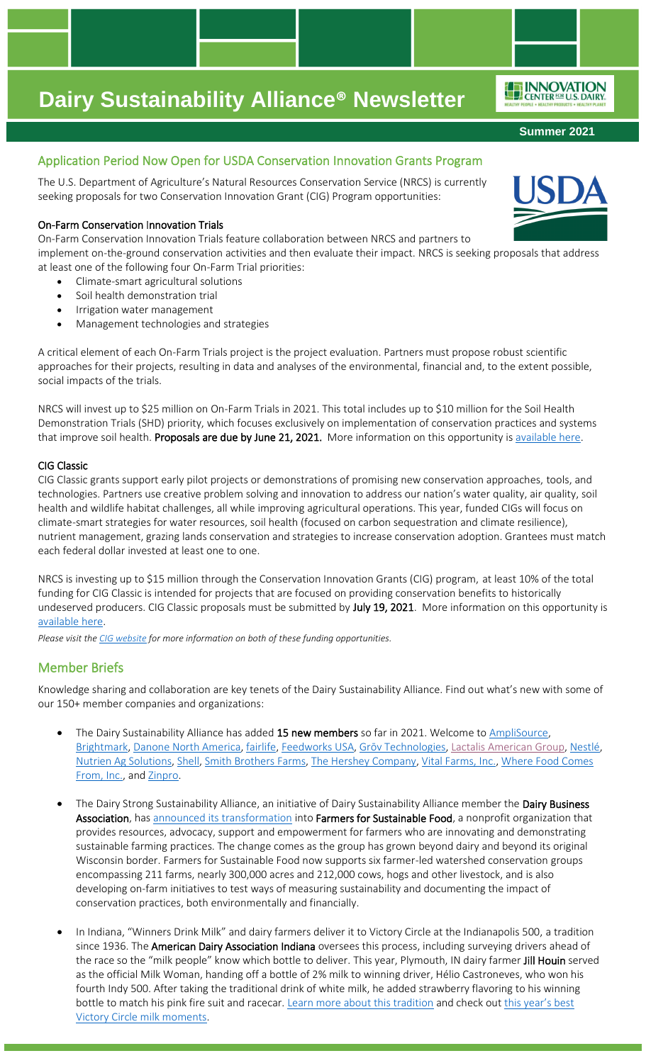# Dairy Sustainability Alliance® Newsletter

**Summer 2021**

## Application Period Now Open for USDA Conservation Innovation Grants Program

The U.S. Department of Agriculture's Natural Resources Conservation Service (NRCS) is currently seeking proposals for two Conservation Innovation Grant (CIG) Program opportunities:

### On-Farm Conservation Innovation Trials

On-Farm Conservation Innovation Trials feature collaboration between NRCS and partners to implement on-the-ground conservation activities and then evaluate their impact. NRCS is seeking proposals that address at least one of the following four On-Farm Trial priorities:

- Climate-smart agricultural solutions
- Soil health demonstration trial
- Irrigation water management
- Management technologies and strategies

A critical element of each On-Farm Trials project is the project evaluation. Partners must propose robust scientific approaches for their projects, resulting in data and analyses of the environmental, financial and, to the extent possible, social impacts of the trials.

NRCS will invest up to $25 million on On-Farm Trials in 2021. This total includes up to $10 million for the Soil Health Demonstration Trials (SHD) priority, which focuses exclusively on implementation of conservation practices and systems that improve soil health. **Proposals are due by June 21, 2021.** More information on this opportunity is available here.

### CIG Classic

CIG Classic grants support early pilot projects or demonstrations of promising new conservation approaches, tools, and technologies. Partners use creative problem solving and innovation to address our nation's water quality, air quality, soil health and wildlife habitat challenges, all while improving agricultural operations. This year, funded CIGs will focus on climate-smart strategies for water resources, soil health (focused on carbon sequestration and climate resilience), nutrient management, grazing lands conservation and strategies to increase conservation adoption. Grantees must match each federal dollar invested at least one to one.

NRCS is investing up to $15 million through the Conservation Innovation Grants (CIG) program, at least 10% of the total funding for CIG Classic is intended for projects that are focused on providing conservation benefits to historically undeserved producers. CIG Classic proposals must be submitted by **July 19, 2021**. More information on this opportunity is available here.

*Please visit the CIG website for more information on both of these funding opportunities.*

## Member Briefs

Knowledge sharing and collaboration are key tenets of the Dairy Sustainability Alliance. Find out what's new with some of our 150+ member companies and organizations:

- The Dairy Sustainability Alliance has added **15 new members** so far in 2021. Welcome to AmpliSource, Brightmark, Danone North America, fairlife, Feedworks USA, Grōv Technologies, Lactalis American Group, Nestlé, Nutrien Ag Solutions, Shell, Smith Brothers Farms, The Hershey Company, Vital Farms, Inc., Where Food Comes From, Inc., and Zinpro.

- The Dairy Strong Sustainability Alliance, an initiative of Dairy Sustainability Alliance member the **Dairy Business Association**, has announced its transformation into **Farmers for Sustainable Food**, a nonprofit organization that provides resources, advocacy, support and empowerment for farmers who are innovating and demonstrating sustainable farming practices. The change comes as the group has grown beyond dairy and beyond its original Wisconsin border. Farmers for Sustainable Food now supports six farmer-led watershed conservation groups encompassing 211 farms, nearly 300,000 acres and 212,000 cows, hogs and other livestock, and is also developing on-farm initiatives to test ways of measuring sustainability and documenting the impact of conservation practices, both environmentally and financially.

- In Indiana, "Winners Drink Milk" and dairy farmers deliver it to Victory Circle at the Indianapolis 500, a tradition since 1936. The **American Dairy Association Indiana** oversees this process, including surveying drivers ahead of the race so the "milk people" know which bottle to deliver. This year, Plymouth, IN dairy farmer **Jill Houin** served as the official Milk Woman, handing off a bottle of 2% milk to winning driver, Hélio Castroneves, who won his fourth Indy 500. After taking the traditional drink of white milk, he added strawberry flavoring to his winning bottle to match his pink fire suit and racecar. Learn more about this tradition and check out this year's best Victory Circle milk moments.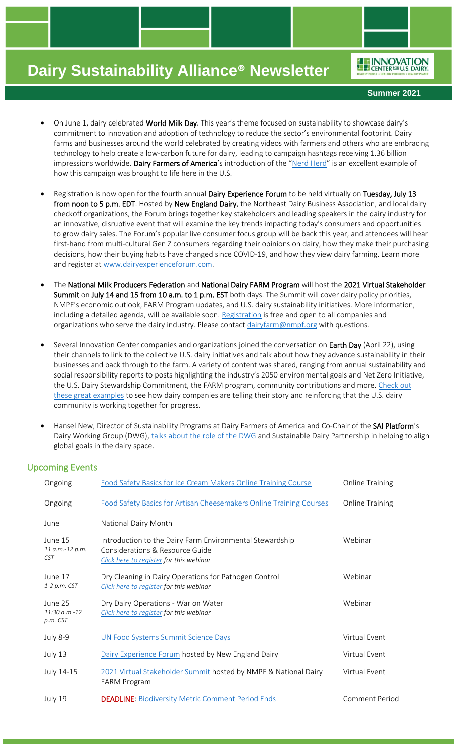# Dairy Sustainability Alliance® Newsletter

**Summer 2021**

- On June 1, dairy celebrated **World Milk Day**. This year's theme focused on sustainability to showcase dairy's commitment to innovation and adoption of technology to reduce the sector's environmental footprint. Dairy farms and businesses around the world celebrated by creating videos with farmers and others who are embracing technology to help create a low-carbon future for dairy, leading to campaign hashtags receiving 1.36 billion impressions worldwide. **Dairy Farmers of America**'s introduction of the "Nerd Herd" is an excellent example of how this campaign was brought to life here in the U.S.

- Registration is now open for the fourth annual **Dairy Experience Forum** to be held virtually on **Tuesday, July 13 from noon to 5 p.m. EDT**. Hosted by **New England Dairy**, the Northeast Dairy Business Association, and local dairy checkoff organizations, the Forum brings together key stakeholders and leading speakers in the dairy industry for an innovative, disruptive event that will examine the key trends impacting today's consumers and opportunities to grow dairy sales. The Forum's popular live consumer focus group will be back this year, and attendees will hear first-hand from multi-cultural Gen Z consumers regarding their opinions on dairy, how they make their purchasing decisions, how their buying habits have changed since COVID-19, and how they view dairy farming. Learn more and register at www.dairyexperienceforum.com.

- The **National Milk Producers Federation** and **National Dairy FARM Program** will host the **2021 Virtual Stakeholder Summit** on **July 14 and 15 from 10 a.m. to 1 p.m. EST** both days. The Summit will cover dairy policy priorities, NMPF's economic outlook, FARM Program updates, and U.S. dairy sustainability initiatives. More information, including a detailed agenda, will be available soon. Registration is free and open to all companies and organizations who serve the dairy industry. Please contact dairyfarm@nmpf.org with questions.

- Several Innovation Center companies and organizations joined the conversation on **Earth Day** (April 22), using their channels to link to the collective U.S. dairy initiatives and talk about how they advance sustainability in their businesses and back through to the farm. A variety of content was shared, ranging from annual sustainability and social responsibility reports to posts highlighting the industry's 2050 environmental goals and Net Zero Initiative, the U.S. Dairy Stewardship Commitment, the FARM program, community contributions and more. Check out these great examples to see how dairy companies are telling their story and reinforcing that the U.S. dairy community is working together for progress.

- Hansel New, Director of Sustainability Programs at Dairy Farmers of America and Co-Chair of the **SAI Platform**'s Dairy Working Group (DWG), talks about the role of the DWG and Sustainable Dairy Partnership in helping to align global goals in the dairy space.

## Upcoming Events

| Date | Event | Type |
|---|---|---|
| Ongoing | Food Safety Basics for Ice Cream Makers Online Training Course | Online Training |
| Ongoing | Food Safety Basics for Artisan Cheesemakers Online Training Courses | Online Training |
| June | National Dairy Month | |
| June 15 *11 a.m.-12 p.m. CST* | Introduction to the Dairy Farm Environmental Stewardship Considerations & Resource Guide *Click here to register for this webinar* | Webinar |
| June 17 *1-2 p.m. CST* | Dry Cleaning in Dairy Operations for Pathogen Control *Click here to register for this webinar* | Webinar |
| June 25 *11:30 a.m.-12 p.m. CST* | Dry Dairy Operations - War on Water *Click here to register for this webinar* | Webinar |
| July 8-9 | UN Food Systems Summit Science Days | Virtual Event |
| July 13 | Dairy Experience Forum hosted by New England Dairy | Virtual Event |
| July 14-15 | 2021 Virtual Stakeholder Summit hosted by NMPF & National Dairy FARM Program | Virtual Event |
| July 19 | **DEADLINE**: Biodiversity Metric Comment Period Ends | Comment Period |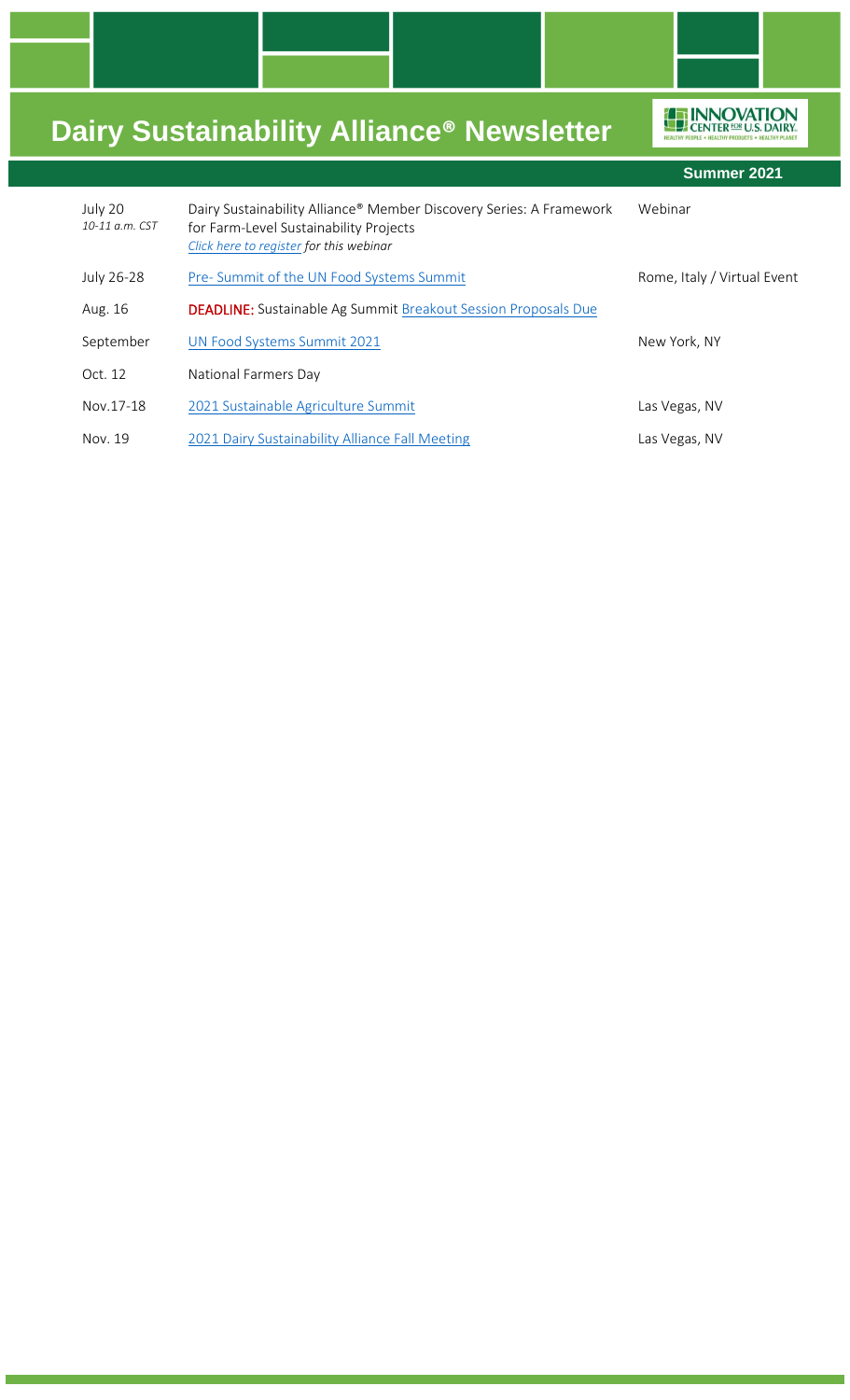# Dairy Sustainability Alliance® Newsletter

**Summer 2021**

| | | |
|---|---|---|
| July 20 *10-11 a.m. CST* | Dairy Sustainability Alliance® Member Discovery Series: A Framework for Farm-Level Sustainability Projects *Click here to register for this webinar* | Webinar |
| July 26-28 | Pre- Summit of the UN Food Systems Summit | Rome, Italy / Virtual Event |
| Aug. 16 | **DEADLINE:** Sustainable Ag Summit Breakout Session Proposals Due | |
| September | UN Food Systems Summit 2021 | New York, NY |
| Oct. 12 | National Farmers Day | |
| Nov.17-18 | 2021 Sustainable Agriculture Summit | Las Vegas, NV |
| Nov. 19 | 2021 Dairy Sustainability Alliance Fall Meeting | Las Vegas, NV |